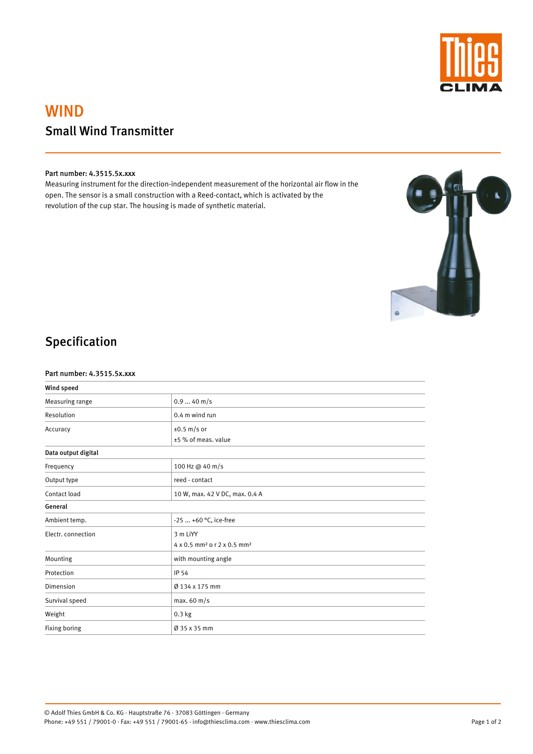# WIND

## Small Wind Transmitter

**Part number: 4.3515.5x.xxx**

Measuring instrument for the direction-independent measurement of the horizontal air flow in the open. The sensor is a small construction with a Reed-contact, which is activated by the revolution of the cup star. The housing is made of synthetic material.

## Specification

**Part number: 4.3515.5x.xxx**

| **Wind speed** | |
|---|---|
| Measuring range | 0.9 ... 40 m/s |
| Resolution | 0.4 m wind run |
| Accuracy | ±0.5 m/s or<br>±5 % of meas. value |
| **Data output digital** | |
| Frequency | 100 Hz @ 40 m/s |
| Output type | reed - contact |
| Contact load | 10 W, max. 42 V DC, max. 0.4 A |
| **General** | |
| Ambient temp. | -25 ... +60 °C, ice-free |
| Electr. connection | 3 m LiYY<br>4 x 0.5 mm² o r 2 x 0.5 mm² |
| Mounting | with mounting angle |
| Protection | IP 54 |
| Dimension | Ø 134 x 175 mm |
| Survival speed | max. 60 m/s |
| Weight | 0.3 kg |
| Fixing boring | Ø 35 x 35 mm |

© Adolf Thies GmbH & Co. KG · Hauptstraße 76 · 37083 Göttingen · Germany
Phone: +49 551 / 79001-0 · Fax: +49 551 / 79001-65 · info@thiesclima.com · www.thiesclima.com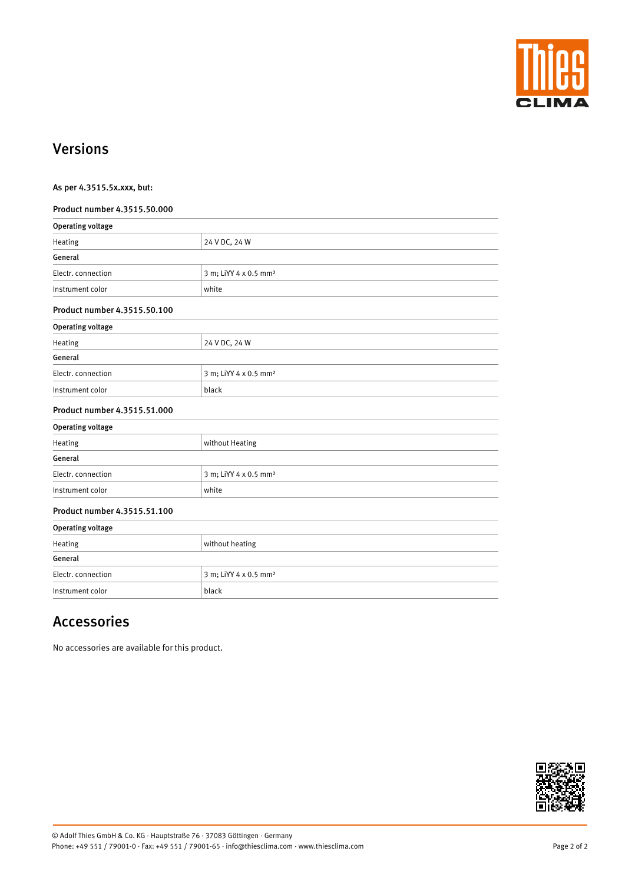## Versions

As per 4.3515.5x.xxx, but:

### Product number 4.3515.50.000

| | |
|---|---|
| **Operating voltage** | |
| Heating | 24 V DC, 24 W |
| **General** | |
| Electr. connection | 3 m; LiYY 4 x 0.5 mm² |
| Instrument color | white |

### Product number 4.3515.50.100

| | |
|---|---|
| **Operating voltage** | |
| Heating | 24 V DC, 24 W |
| **General** | |
| Electr. connection | 3 m; LiYY 4 x 0.5 mm² |
| Instrument color | black |

### Product number 4.3515.51.000

| | |
|---|---|
| **Operating voltage** | |
| Heating | without Heating |
| **General** | |
| Electr. connection | 3 m; LiYY 4 x 0.5 mm² |
| Instrument color | white |

### Product number 4.3515.51.100

| | |
|---|---|
| **Operating voltage** | |
| Heating | without heating |
| **General** | |
| Electr. connection | 3 m; LiYY 4 x 0.5 mm² |
| Instrument color | black |

## Accessories

No accessories are available for this product.

© Adolf Thies GmbH & Co. KG · Hauptstraße 76 · 37083 Göttingen · Germany
Phone: +49 551 / 79001-0 · Fax: +49 551 / 79001-65 · info@thiesclima.com · www.thiesclima.com